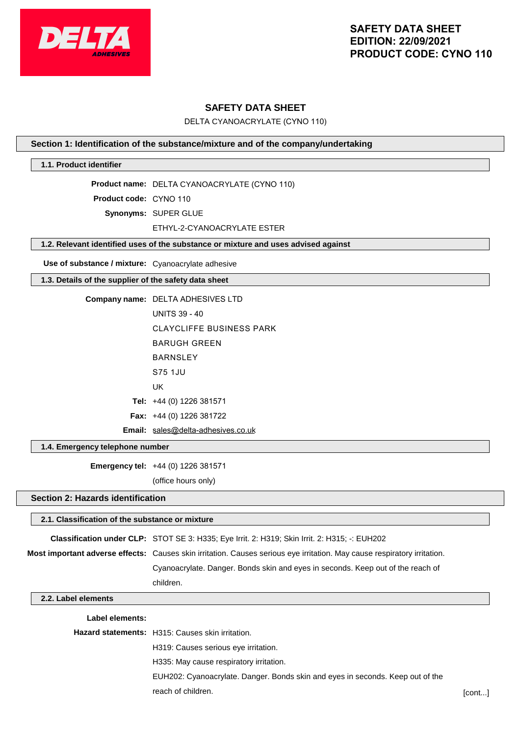# SAFETY DATA SHEET

DELTA CYANOACRYLATE (CYNO 110)

## Section 1: Identification of the substance/mixture and of the company/undertaking

### 1.1. Product identifier

**Product name:** DELTA CYANOACRYLATE (CYNO 110)

**Product code:** CYNO 110

**Synonyms:** SUPER GLUE

ETHYL-2-CYANOACRYLATE ESTER

### 1.2. Relevant identified uses of the substance or mixture and uses advised against

**Use of substance / mixture:** Cyanoacrylate adhesive

### 1.3. Details of the supplier of the safety data sheet

**Company name:** DELTA ADHESIVES LTD

UNITS 39 - 40

CLAYCLIFFE BUSINESS PARK

BARUGH GREEN

BARNSLEY

S75 1JU

UK

**Tel:** +44 (0) 1226 381571

**Fax:** +44 (0) 1226 381722

**Email:** sales@delta-adhesives.co.uk

### 1.4. Emergency telephone number

**Emergency tel:** +44 (0) 1226 381571

(office hours only)

## Section 2: Hazards identification

### 2.1. Classification of the substance or mixture

**Classification under CLP:** STOT SE 3: H335; Eye Irrit. 2: H319; Skin Irrit. 2: H315; -: EUH202

**Most important adverse effects:** Causes skin irritation. Causes serious eye irritation. May cause respiratory irritation. Cyanoacrylate. Danger. Bonds skin and eyes in seconds. Keep out of the reach of children.

### 2.2. Label elements

**Label elements:**

**Hazard statements:** H315: Causes skin irritation.

H319: Causes serious eye irritation.

H335: May cause respiratory irritation.

EUH202: Cyanoacrylate. Danger. Bonds skin and eyes in seconds. Keep out of the reach of children.

[cont...]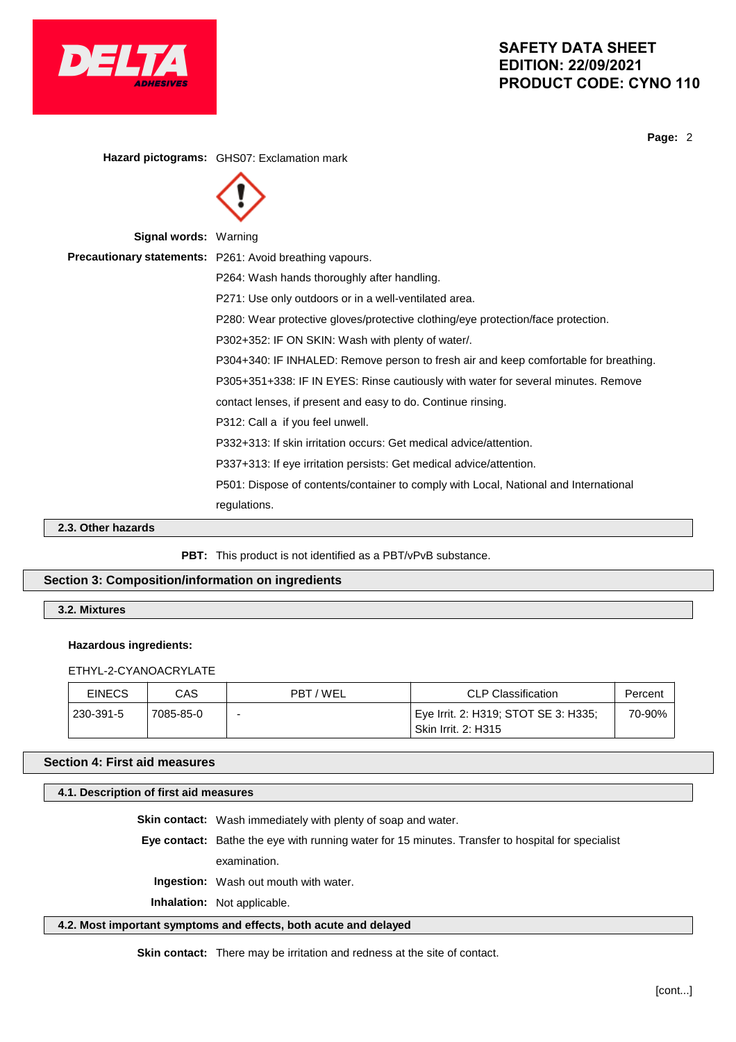**Hazard pictograms:** GHS07: Exclamation mark

**Signal words:** Warning

**Precautionary statements:** P261: Avoid breathing vapours.

P264: Wash hands thoroughly after handling.

P271: Use only outdoors or in a well-ventilated area.

P280: Wear protective gloves/protective clothing/eye protection/face protection.

P302+352: IF ON SKIN: Wash with plenty of water/.

P304+340: IF INHALED: Remove person to fresh air and keep comfortable for breathing.

P305+351+338: IF IN EYES: Rinse cautiously with water for several minutes. Remove contact lenses, if present and easy to do. Continue rinsing.

P312: Call a  if you feel unwell.

P332+313: If skin irritation occurs: Get medical advice/attention.

P337+313: If eye irritation persists: Get medical advice/attention.

P501: Dispose of contents/container to comply with Local, National and International regulations.

### 2.3. Other hazards

**PBT:** This product is not identified as a PBT/vPvB substance.

## Section 3: Composition/information on ingredients

### 3.2. Mixtures

**Hazardous ingredients:**

ETHYL-2-CYANOACRYLATE

| EINECS | CAS | PBT / WEL | CLP Classification | Percent |
|---|---|---|---|---|
| 230-391-5 | 7085-85-0 | - | Eye Irrit. 2: H319; STOT SE 3: H335; Skin Irrit. 2: H315 | 70-90% |

## Section 4: First aid measures

### 4.1. Description of first aid measures

**Skin contact:** Wash immediately with plenty of soap and water.

**Eye contact:** Bathe the eye with running water for 15 minutes. Transfer to hospital for specialist examination.

**Ingestion:** Wash out mouth with water.

**Inhalation:** Not applicable.

### 4.2. Most important symptoms and effects, both acute and delayed

**Skin contact:** There may be irritation and redness at the site of contact.

[cont...]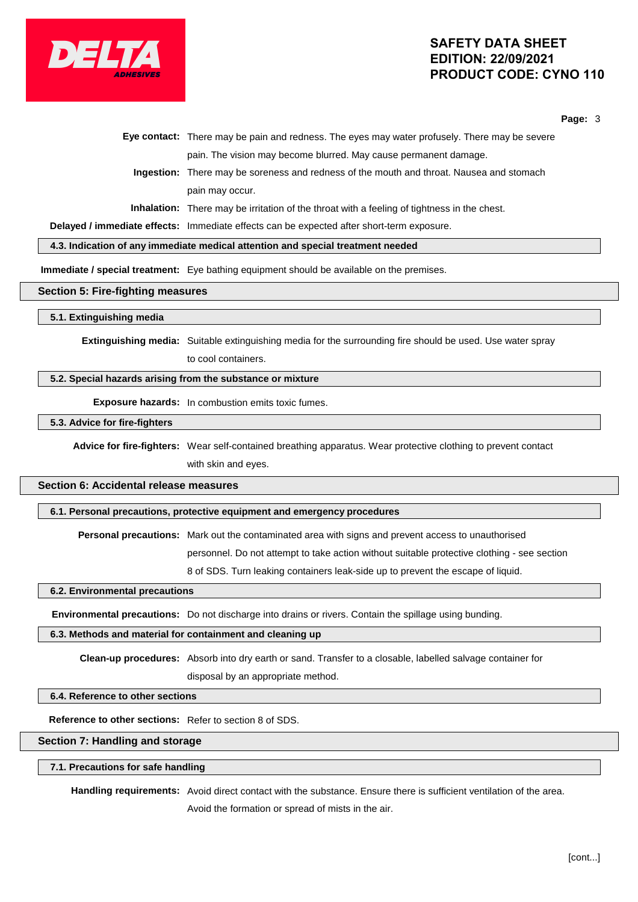**Eye contact:** There may be pain and redness. The eyes may water profusely. There may be severe pain. The vision may become blurred. May cause permanent damage.

**Ingestion:** There may be soreness and redness of the mouth and throat. Nausea and stomach pain may occur.

**Inhalation:** There may be irritation of the throat with a feeling of tightness in the chest.

**Delayed / immediate effects:** Immediate effects can be expected after short-term exposure.

### 4.3. Indication of any immediate medical attention and special treatment needed

**Immediate / special treatment:** Eye bathing equipment should be available on the premises.

## Section 5: Fire-fighting measures

### 5.1. Extinguishing media

**Extinguishing media:** Suitable extinguishing media for the surrounding fire should be used. Use water spray to cool containers.

### 5.2. Special hazards arising from the substance or mixture

**Exposure hazards:** In combustion emits toxic fumes.

### 5.3. Advice for fire-fighters

**Advice for fire-fighters:** Wear self-contained breathing apparatus. Wear protective clothing to prevent contact with skin and eyes.

## Section 6: Accidental release measures

### 6.1. Personal precautions, protective equipment and emergency procedures

**Personal precautions:** Mark out the contaminated area with signs and prevent access to unauthorised personnel. Do not attempt to take action without suitable protective clothing - see section 8 of SDS. Turn leaking containers leak-side up to prevent the escape of liquid.

### 6.2. Environmental precautions

**Environmental precautions:** Do not discharge into drains or rivers. Contain the spillage using bunding.

### 6.3. Methods and material for containment and cleaning up

**Clean-up procedures:** Absorb into dry earth or sand. Transfer to a closable, labelled salvage container for disposal by an appropriate method.

### 6.4. Reference to other sections

**Reference to other sections:** Refer to section 8 of SDS.

## Section 7: Handling and storage

### 7.1. Precautions for safe handling

**Handling requirements:** Avoid direct contact with the substance. Ensure there is sufficient ventilation of the area. Avoid the formation or spread of mists in the air.

[cont...]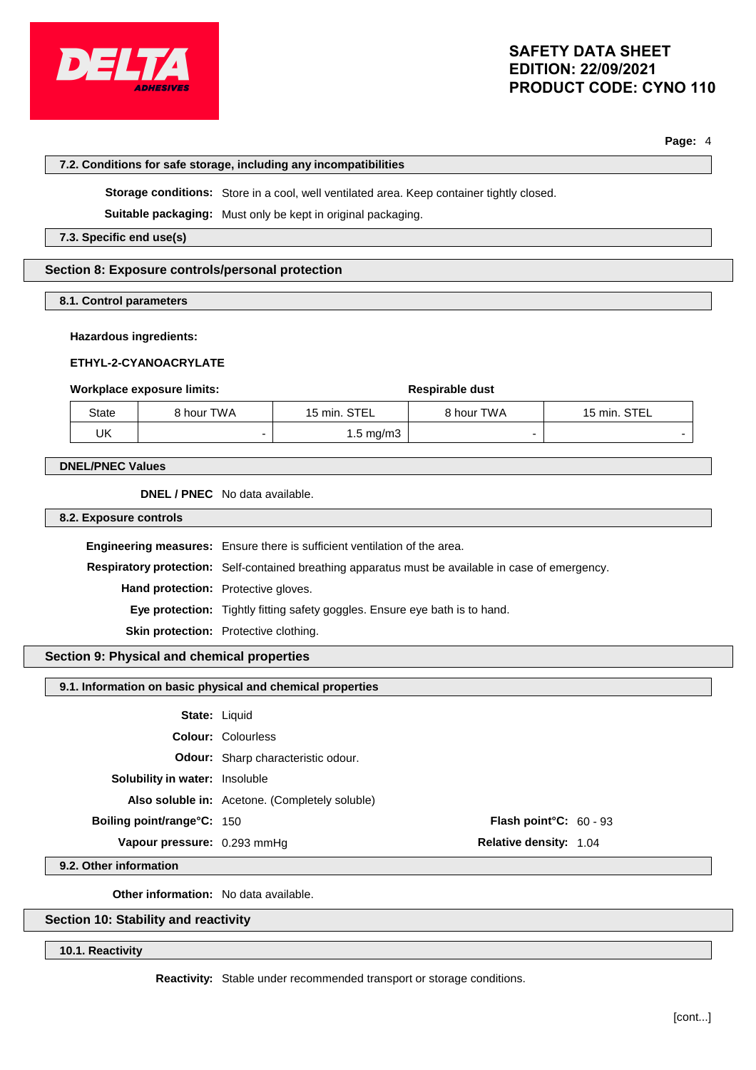#### 7.2. Conditions for safe storage, including any incompatibilities

**Storage conditions:** Store in a cool, well ventilated area. Keep container tightly closed.

**Suitable packaging:** Must only be kept in original packaging.

#### 7.3. Specific end use(s)

## Section 8: Exposure controls/personal protection

#### 8.1. Control parameters

**Hazardous ingredients:**

**ETHYL-2-CYANOACRYLATE**

| **Workplace exposure limits:** | | | **Respirable dust** | |
|---|---|---|---|---|
| State | 8 hour TWA | 15 min. STEL | 8 hour TWA | 15 min. STEL |
| UK | - | 1.5 mg/m3 | - | - |

#### DNEL/PNEC Values

**DNEL / PNEC** No data available.

#### 8.2. Exposure controls

**Engineering measures:** Ensure there is sufficient ventilation of the area.

**Respiratory protection:** Self-contained breathing apparatus must be available in case of emergency.

**Hand protection:** Protective gloves.

**Eye protection:** Tightly fitting safety goggles. Ensure eye bath is to hand.

**Skin protection:** Protective clothing.

## Section 9: Physical and chemical properties

#### 9.1. Information on basic physical and chemical properties

**State:** Liquid

**Colour:** Colourless

**Odour:** Sharp characteristic odour.

**Solubility in water:** Insoluble

**Also soluble in:** Acetone. (Completely soluble)

**Boiling point/range°C:** 150

**Flash point°C:** 60 - 93

**Vapour pressure:** 0.293 mmHg

**Relative density:** 1.04

#### 9.2. Other information

**Other information:** No data available.

## Section 10: Stability and reactivity

#### 10.1. Reactivity

**Reactivity:** Stable under recommended transport or storage conditions.

[cont...]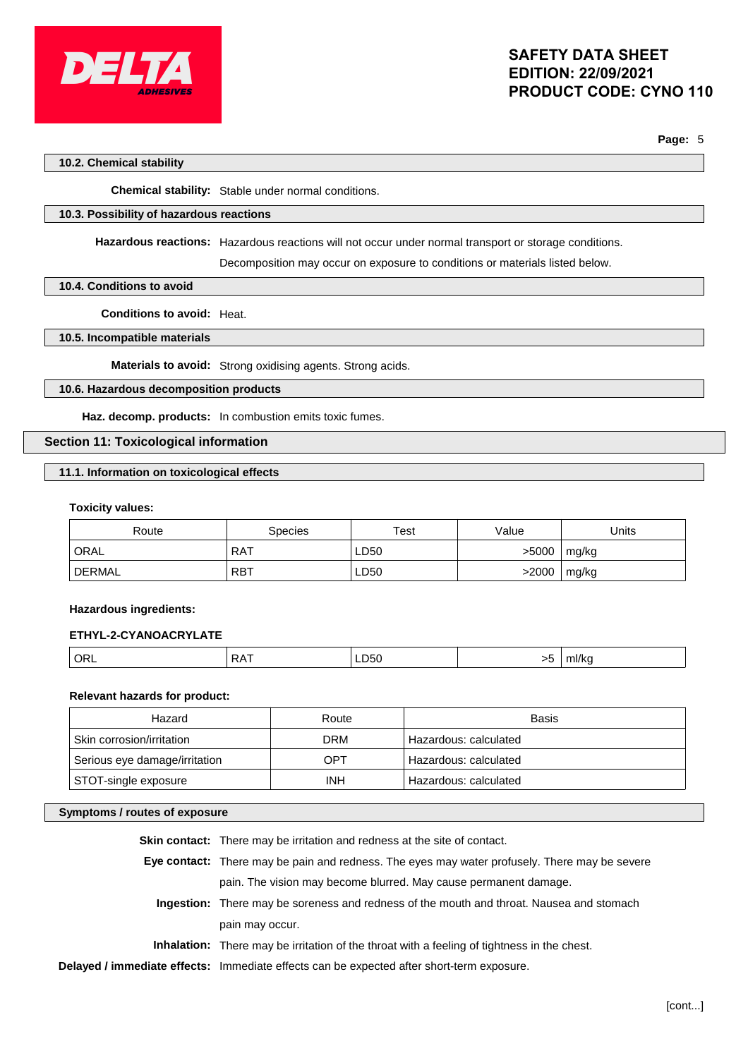### 10.2. Chemical stability

**Chemical stability:** Stable under normal conditions.

### 10.3. Possibility of hazardous reactions

**Hazardous reactions:** Hazardous reactions will not occur under normal transport or storage conditions.

Decomposition may occur on exposure to conditions or materials listed below.

### 10.4. Conditions to avoid

**Conditions to avoid:** Heat.

### 10.5. Incompatible materials

**Materials to avoid:** Strong oxidising agents. Strong acids.

### 10.6. Hazardous decomposition products

**Haz. decomp. products:** In combustion emits toxic fumes.

## Section 11: Toxicological information

### 11.1. Information on toxicological effects

**Toxicity values:**

| Route | Species | Test | Value | Units |
|---|---|---|---|---|
| ORAL | RAT | LD50 | >5000 | mg/kg |
| DERMAL | RBT | LD50 | >2000 | mg/kg |

**Hazardous ingredients:**

**ETHYL-2-CYANOACRYLATE**

| | | | | |
|---|---|---|---|---|
| ORL | RAT | LD50 | >5 | ml/kg |

**Relevant hazards for product:**

| Hazard | Route | Basis |
|---|---|---|
| Skin corrosion/irritation | DRM | Hazardous: calculated |
| Serious eye damage/irritation | OPT | Hazardous: calculated |
| STOT-single exposure | INH | Hazardous: calculated |

### Symptoms / routes of exposure

**Skin contact:** There may be irritation and redness at the site of contact.

**Eye contact:** There may be pain and redness. The eyes may water profusely. There may be severe pain. The vision may become blurred. May cause permanent damage.

**Ingestion:** There may be soreness and redness of the mouth and throat. Nausea and stomach pain may occur.

**Inhalation:** There may be irritation of the throat with a feeling of tightness in the chest.

**Delayed / immediate effects:** Immediate effects can be expected after short-term exposure.

[cont...]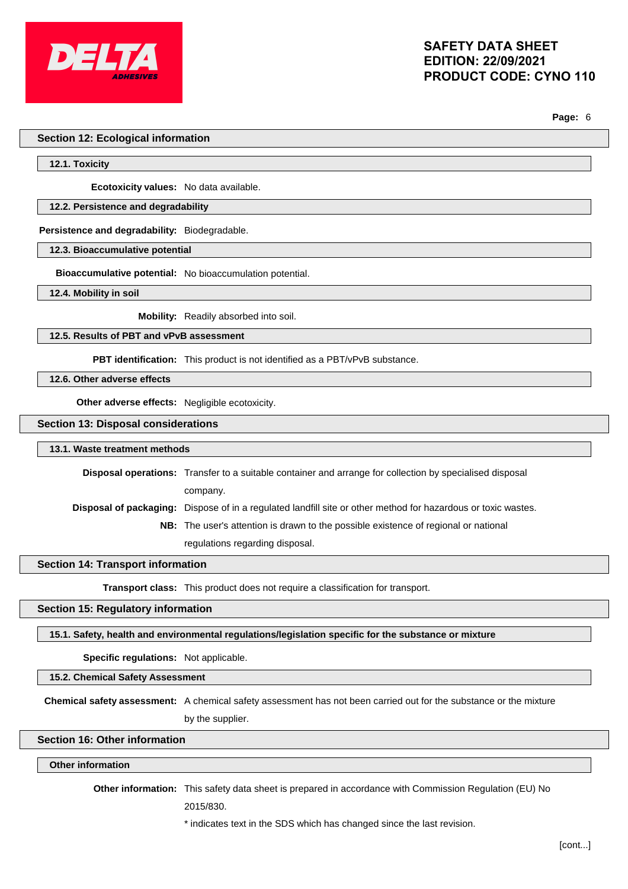## Section 12: Ecological information

### 12.1. Toxicity

**Ecotoxicity values:** No data available.

### 12.2. Persistence and degradability

**Persistence and degradability:** Biodegradable.

### 12.3. Bioaccumulative potential

**Bioaccumulative potential:** No bioaccumulation potential.

### 12.4. Mobility in soil

**Mobility:** Readily absorbed into soil.

### 12.5. Results of PBT and vPvB assessment

**PBT identification:** This product is not identified as a PBT/vPvB substance.

### 12.6. Other adverse effects

**Other adverse effects:** Negligible ecotoxicity.

## Section 13: Disposal considerations

### 13.1. Waste treatment methods

**Disposal operations:** Transfer to a suitable container and arrange for collection by specialised disposal company.

**Disposal of packaging:** Dispose of in a regulated landfill site or other method for hazardous or toxic wastes.

**NB:** The user's attention is drawn to the possible existence of regional or national regulations regarding disposal.

## Section 14: Transport information

**Transport class:** This product does not require a classification for transport.

## Section 15: Regulatory information

### 15.1. Safety, health and environmental regulations/legislation specific for the substance or mixture

**Specific regulations:** Not applicable.

### 15.2. Chemical Safety Assessment

**Chemical safety assessment:** A chemical safety assessment has not been carried out for the substance or the mixture by the supplier.

## Section 16: Other information

### Other information

**Other information:** This safety data sheet is prepared in accordance with Commission Regulation (EU) No 2015/830.

* indicates text in the SDS which has changed since the last revision.

[cont...]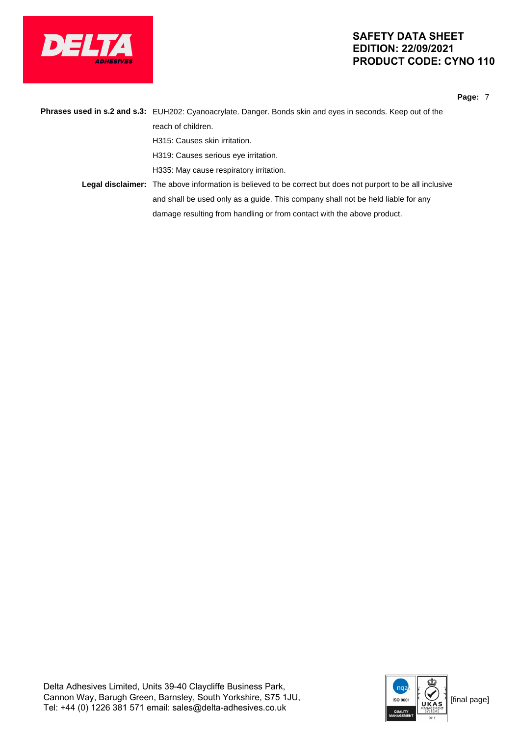**Phrases used in s.2 and s.3:** EUH202: Cyanoacrylate. Danger. Bonds skin and eyes in seconds. Keep out of the reach of children.

H315: Causes skin irritation.

H319: Causes serious eye irritation.

H335: May cause respiratory irritation.

**Legal disclaimer:** The above information is believed to be correct but does not purport to be all inclusive and shall be used only as a guide. This company shall not be held liable for any damage resulting from handling or from contact with the above product.